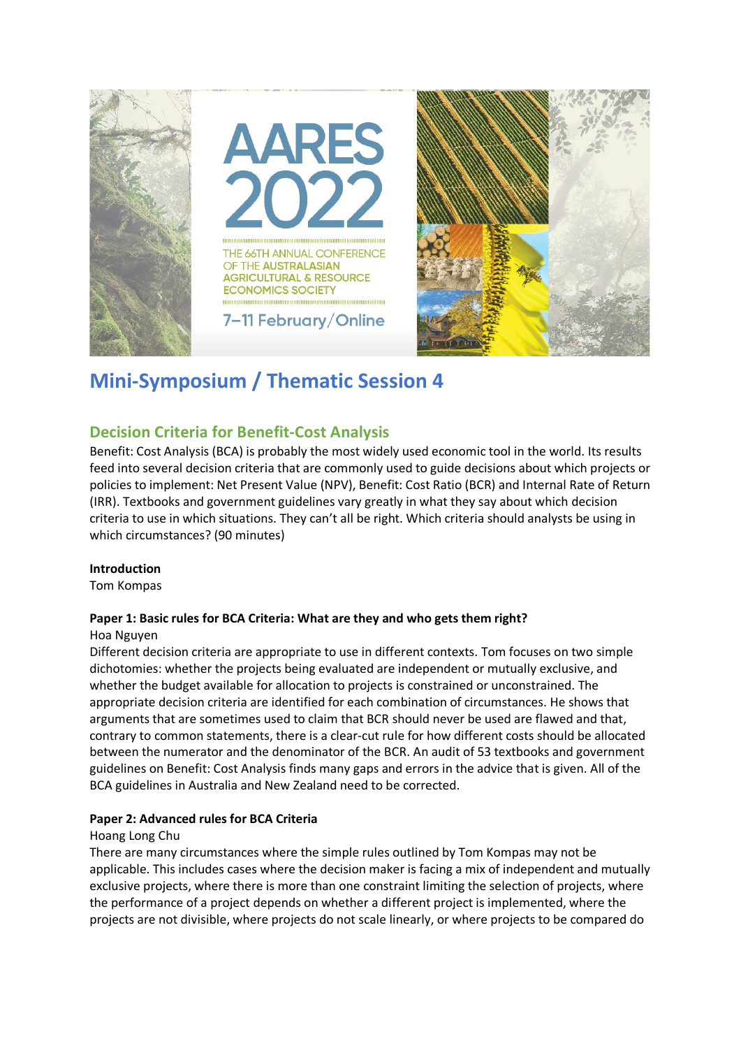AARES 2022

THE 66TH ANNUAL CONFERENCE OF THE AUSTRALASIAN AGRICULTURAL & RESOURCE ECONOMICS SOCIETY

7–11 February/Online

# Mini-Symposium / Thematic Session 4

## Decision Criteria for Benefit-Cost Analysis

Benefit: Cost Analysis (BCA) is probably the most widely used economic tool in the world. Its results feed into several decision criteria that are commonly used to guide decisions about which projects or policies to implement: Net Present Value (NPV), Benefit: Cost Ratio (BCR) and Internal Rate of Return (IRR). Textbooks and government guidelines vary greatly in what they say about which decision criteria to use in which situations. They can't all be right. Which criteria should analysts be using in which circumstances? (90 minutes)

**Introduction**
Tom Kompas

**Paper 1: Basic rules for BCA Criteria: What are they and who gets them right?**
Hoa Nguyen
Different decision criteria are appropriate to use in different contexts. Tom focuses on two simple dichotomies: whether the projects being evaluated are independent or mutually exclusive, and whether the budget available for allocation to projects is constrained or unconstrained. The appropriate decision criteria are identified for each combination of circumstances. He shows that arguments that are sometimes used to claim that BCR should never be used are flawed and that, contrary to common statements, there is a clear-cut rule for how different costs should be allocated between the numerator and the denominator of the BCR. An audit of 53 textbooks and government guidelines on Benefit: Cost Analysis finds many gaps and errors in the advice that is given. All of the BCA guidelines in Australia and New Zealand need to be corrected.

**Paper 2: Advanced rules for BCA Criteria**
Hoang Long Chu
There are many circumstances where the simple rules outlined by Tom Kompas may not be applicable. This includes cases where the decision maker is facing a mix of independent and mutually exclusive projects, where there is more than one constraint limiting the selection of projects, where the performance of a project depends on whether a different project is implemented, where the projects are not divisible, where projects do not scale linearly, or where projects to be compared do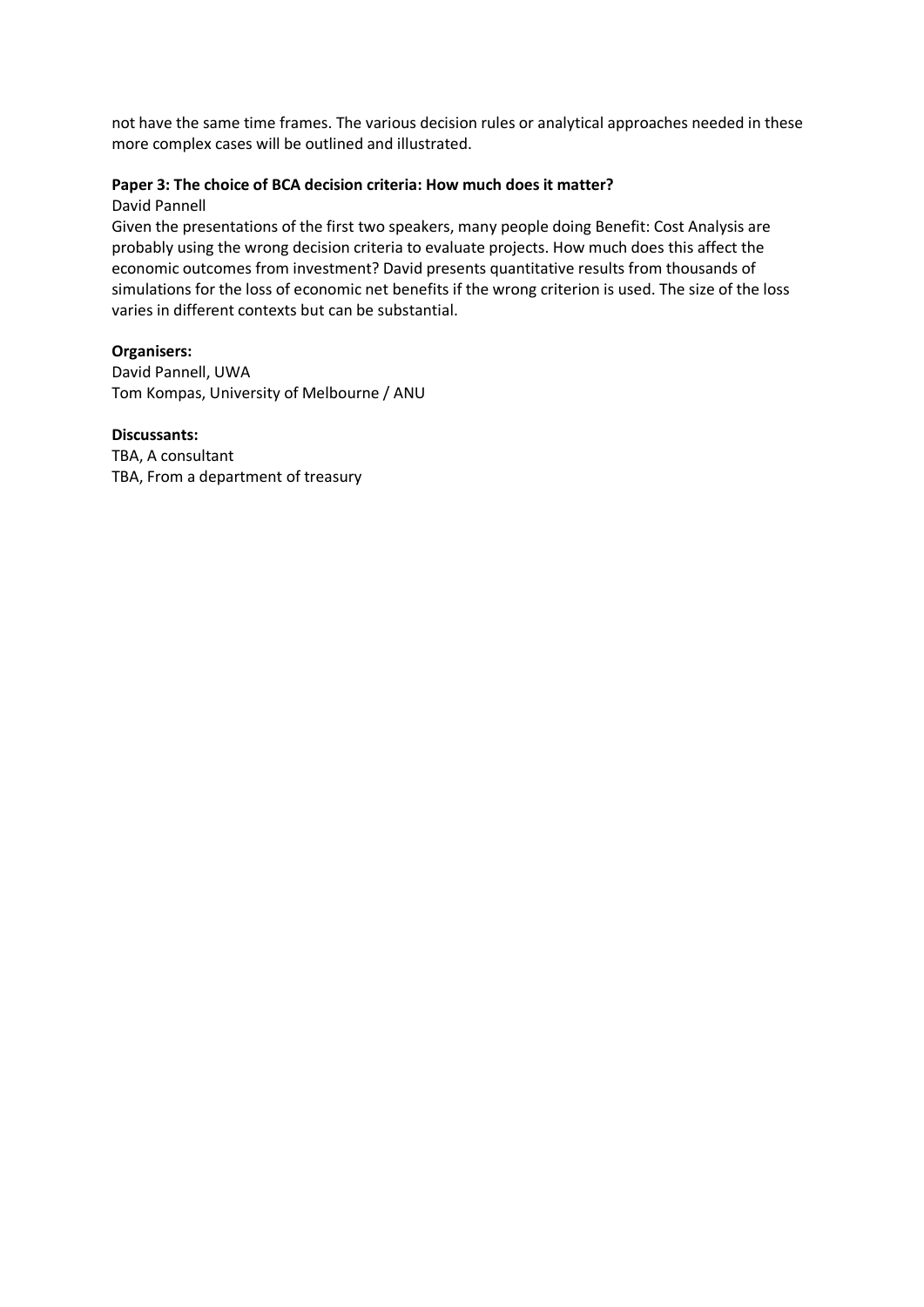not have the same time frames. The various decision rules or analytical approaches needed in these more complex cases will be outlined and illustrated.

**Paper 3: The choice of BCA decision criteria: How much does it matter?**

David Pannell

Given the presentations of the first two speakers, many people doing Benefit: Cost Analysis are probably using the wrong decision criteria to evaluate projects. How much does this affect the economic outcomes from investment? David presents quantitative results from thousands of simulations for the loss of economic net benefits if the wrong criterion is used. The size of the loss varies in different contexts but can be substantial.

**Organisers:**

David Pannell, UWA
Tom Kompas, University of Melbourne / ANU

**Discussants:**

TBA, A consultant
TBA, From a department of treasury